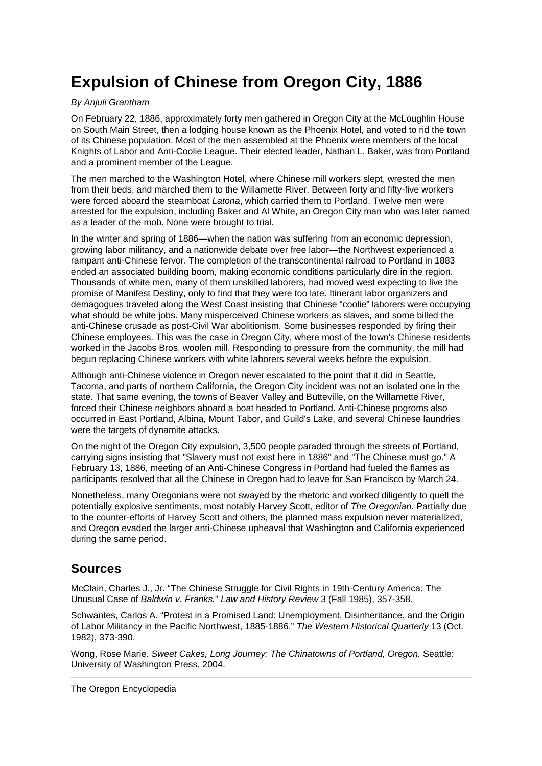# Expulsion of Chinese from Oregon City, 1886

*By Anjuli Grantham*

On February 22, 1886, approximately forty men gathered in Oregon City at the McLoughlin House on South Main Street, then a lodging house known as the Phoenix Hotel, and voted to rid the town of its Chinese population. Most of the men assembled at the Phoenix were members of the local Knights of Labor and Anti-Coolie League. Their elected leader, Nathan L. Baker, was from Portland and a prominent member of the League.

The men marched to the Washington Hotel, where Chinese mill workers slept, wrested the men from their beds, and marched them to the Willamette River. Between forty and fifty-five workers were forced aboard the steamboat *Latona*, which carried them to Portland. Twelve men were arrested for the expulsion, including Baker and Al White, an Oregon City man who was later named as a leader of the mob. None were brought to trial.

In the winter and spring of 1886—when the nation was suffering from an economic depression, growing labor militancy, and a nationwide debate over free labor—the Northwest experienced a rampant anti-Chinese fervor. The completion of the transcontinental railroad to Portland in 1883 ended an associated building boom, making economic conditions particularly dire in the region. Thousands of white men, many of them unskilled laborers, had moved west expecting to live the promise of Manifest Destiny, only to find that they were too late. Itinerant labor organizers and demagogues traveled along the West Coast insisting that Chinese "coolie" laborers were occupying what should be white jobs. Many misperceived Chinese workers as slaves, and some billed the anti-Chinese crusade as post-Civil War abolitionism. Some businesses responded by firing their Chinese employees. This was the case in Oregon City, where most of the town's Chinese residents worked in the Jacobs Bros. woolen mill. Responding to pressure from the community, the mill had begun replacing Chinese workers with white laborers several weeks before the expulsion.

Although anti-Chinese violence in Oregon never escalated to the point that it did in Seattle, Tacoma, and parts of northern California, the Oregon City incident was not an isolated one in the state. That same evening, the towns of Beaver Valley and Butteville, on the Willamette River, forced their Chinese neighbors aboard a boat headed to Portland. Anti-Chinese pogroms also occurred in East Portland, Albina, Mount Tabor, and Guild's Lake, and several Chinese laundries were the targets of dynamite attacks.

On the night of the Oregon City expulsion, 3,500 people paraded through the streets of Portland, carrying signs insisting that "Slavery must not exist here in 1886" and "The Chinese must go." A February 13, 1886, meeting of an Anti-Chinese Congress in Portland had fueled the flames as participants resolved that all the Chinese in Oregon had to leave for San Francisco by March 24.

Nonetheless, many Oregonians were not swayed by the rhetoric and worked diligently to quell the potentially explosive sentiments, most notably Harvey Scott, editor of *The Oregonian*. Partially due to the counter-efforts of Harvey Scott and others, the planned mass expulsion never materialized, and Oregon evaded the larger anti-Chinese upheaval that Washington and California experienced during the same period.

## Sources

McClain, Charles J., Jr. "The Chinese Struggle for Civil Rights in 19th-Century America: The Unusual Case of *Baldwin v. Franks.*" *Law and History Review* 3 (Fall 1985), 357-358.

Schwantes, Carlos A. "Protest in a Promised Land: Unemployment, Disinheritance, and the Origin of Labor Militancy in the Pacific Northwest, 1885-1886." *The Western Historical Quarterly* 13 (Oct. 1982), 373-390.

Wong, Rose Marie. *Sweet Cakes, Long Journey: The Chinatowns of Portland, Oregon.* Seattle: University of Washington Press, 2004.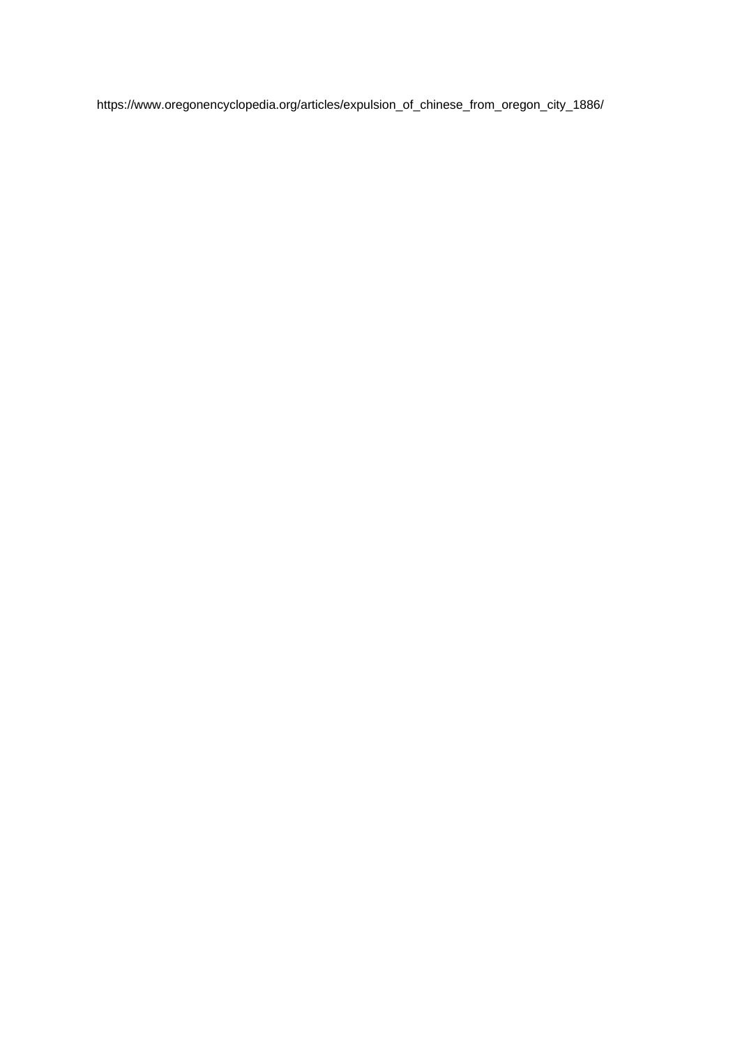https://www.oregonencyclopedia.org/articles/expulsion_of_chinese_from_oregon_city_1886/